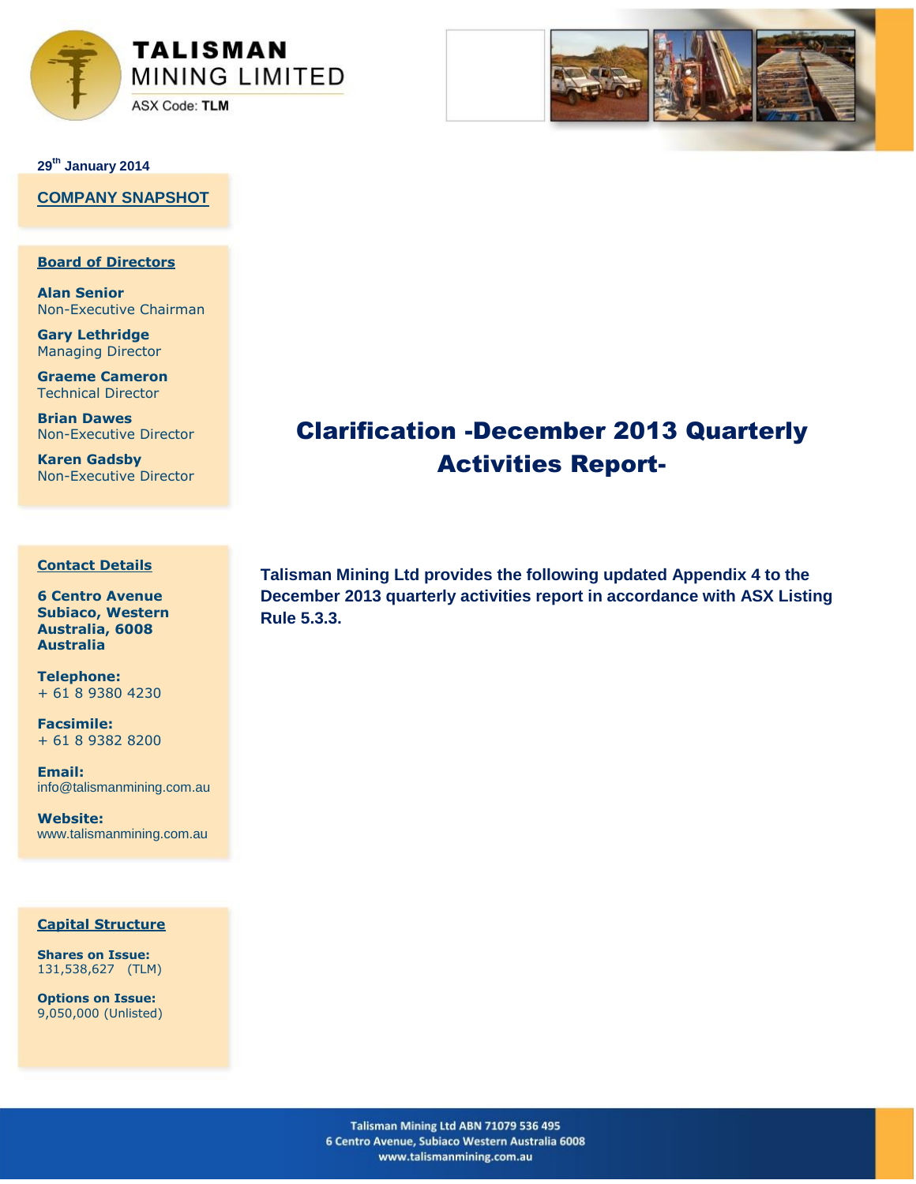**TALISMAN**
**MINING LIMITED**
ASX Code: **TLM**

**29th January 2014**

**COMPANY SNAPSHOT**

**Board of Directors**

**Alan Senior**
Non-Executive Chairman

**Gary Lethridge**
Managing Director

**Graeme Cameron**
Technical Director

**Brian Dawes**
Non-Executive Director

**Karen Gadsby**
Non-Executive Director

**Contact Details**

**6 Centro Avenue Subiaco, Western Australia, 6008 Australia**

**Telephone:**
+ 61 8 9380 4230

**Facsimile:**
+ 61 8 9382 8200

**Email:**
info@talismanmining.com.au

**Website:**
www.talismanmining.com.au

**Capital Structure**

**Shares on Issue:**
131,538,627 (TLM)

**Options on Issue:**
9,050,000 (Unlisted)

# Clarification -December 2013 Quarterly Activities Report-

**Talisman Mining Ltd provides the following updated Appendix 4 to the December 2013 quarterly activities report in accordance with ASX Listing Rule 5.3.3.**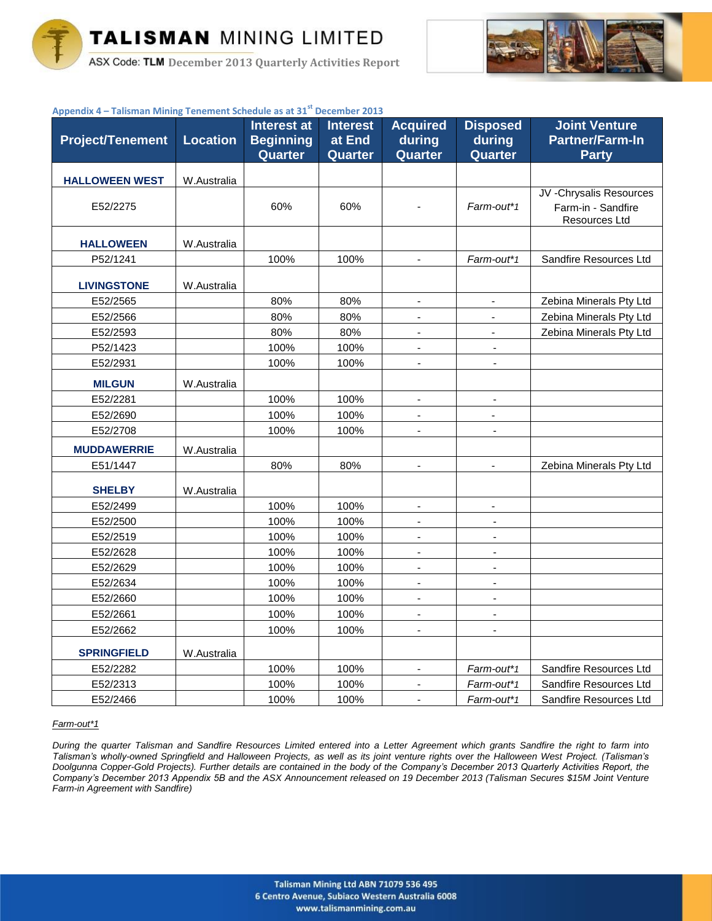### Appendix 4 – Talisman Mining Tenement Schedule as at 31st December 2013

| Project/Tenement | Location | Interest at Beginning Quarter | Interest at End Quarter | Acquired during Quarter | Disposed during Quarter | Joint Venture Partner/Farm-In Party |
|---|---|---|---|---|---|---|
| **HALLOWEEN WEST** | W.Australia | | | | | |
| E52/2275 | | 60% | 60% | - | *Farm-out\*1* | JV -Chrysalis Resources Farm-in - Sandfire Resources Ltd |
| **HALLOWEEN** | W.Australia | | | | | |
| P52/1241 | | 100% | 100% | - | *Farm-out\*1* | Sandfire Resources Ltd |
| **LIVINGSTONE** | W.Australia | | | | | |
| E52/2565 | | 80% | 80% | - | - | Zebina Minerals Pty Ltd |
| E52/2566 | | 80% | 80% | - | - | Zebina Minerals Pty Ltd |
| E52/2593 | | 80% | 80% | - | - | Zebina Minerals Pty Ltd |
| P52/1423 | | 100% | 100% | - | - | |
| E52/2931 | | 100% | 100% | - | - | |
| **MILGUN** | W.Australia | | | | | |
| E52/2281 | | 100% | 100% | - | - | |
| E52/2690 | | 100% | 100% | - | - | |
| E52/2708 | | 100% | 100% | - | - | |
| **MUDDAWERRIE** | W.Australia | | | | | |
| E51/1447 | | 80% | 80% | - | - | Zebina Minerals Pty Ltd |
| **SHELBY** | W.Australia | | | | | |
| E52/2499 | | 100% | 100% | - | - | |
| E52/2500 | | 100% | 100% | - | - | |
| E52/2519 | | 100% | 100% | - | - | |
| E52/2628 | | 100% | 100% | - | - | |
| E52/2629 | | 100% | 100% | - | - | |
| E52/2634 | | 100% | 100% | - | - | |
| E52/2660 | | 100% | 100% | - | - | |
| E52/2661 | | 100% | 100% | - | - | |
| E52/2662 | | 100% | 100% | - | - | |
| **SPRINGFIELD** | W.Australia | | | | | |
| E52/2282 | | 100% | 100% | - | *Farm-out\*1* | Sandfire Resources Ltd |
| E52/2313 | | 100% | 100% | - | *Farm-out\*1* | Sandfire Resources Ltd |
| E52/2466 | | 100% | 100% | - | *Farm-out\*1* | Sandfire Resources Ltd |

*Farm-out\*1*

*During the quarter Talisman and Sandfire Resources Limited entered into a Letter Agreement which grants Sandfire the right to farm into Talisman's wholly-owned Springfield and Halloween Projects, as well as its joint venture rights over the Halloween West Project. (Talisman's Doolgunna Copper-Gold Projects). Further details are contained in the body of the Company's December 2013 Quarterly Activities Report, the Company's December 2013 Appendix 5B and the ASX Announcement released on 19 December 2013 (Talisman Secures $15M Joint Venture Farm-in Agreement with Sandfire)*